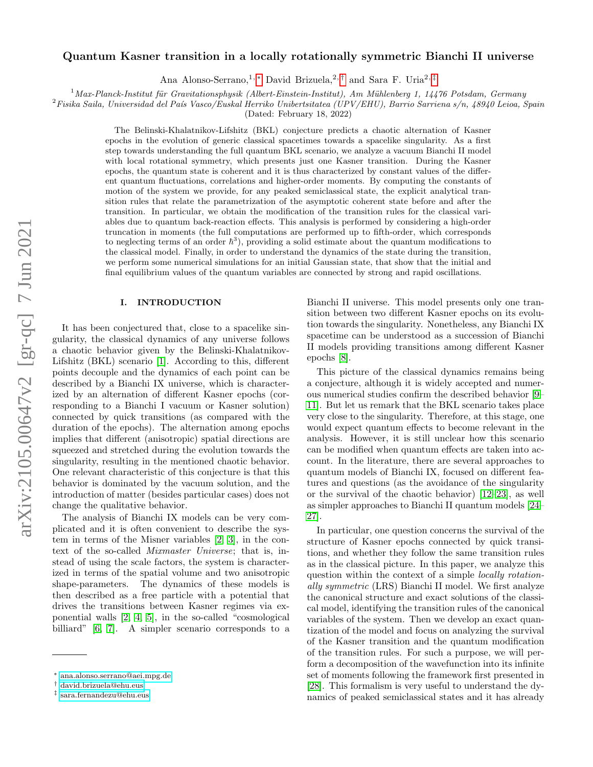# Quantum Kasner transition in a locally rotationally symmetric Bianchi II universe

Ana Alonso-Serrano,[1,*] David Brizuela,[2,†] and Sara F. Uria[2,‡]

[1] *Max-Planck-Institut für Gravitationsphysik (Albert-Einstein-Institut), Am Mühlenberg 1, 14476 Potsdam, Germany*
[2] *Fisika Saila, Universidad del País Vasco/Euskal Herriko Unibertsitatea (UPV/EHU), Barrio Sarriena s/n, 48940 Leioa, Spain*

(Dated: February 18, 2022)

The Belinski-Khalatnikov-Lifshitz (BKL) conjecture predicts a chaotic alternation of Kasner epochs in the evolution of generic classical spacetimes towards a spacelike singularity. As a first step towards understanding the full quantum BKL scenario, we analyze a vacuum Bianchi II model with local rotational symmetry, which presents just one Kasner transition. During the Kasner epochs, the quantum state is coherent and it is thus characterized by constant values of the different quantum fluctuations, correlations and higher-order moments. By computing the constants of motion of the system we provide, for any peaked semiclassical state, the explicit analytical transition rules that relate the parametrization of the asymptotic coherent state before and after the transition. In particular, we obtain the modification of the transition rules for the classical variables due to quantum back-reaction effects. This analysis is performed by considering a high-order truncation in moments (the full computations are performed up to fifth-order, which corresponds to neglecting terms of an order $\hbar^3$), providing a solid estimate about the quantum modifications to the classical model. Finally, in order to understand the dynamics of the state during the transition, we perform some numerical simulations for an initial Gaussian state, that show that the initial and final equilibrium values of the quantum variables are connected by strong and rapid oscillations.

## I. INTRODUCTION

It has been conjectured that, close to a spacelike singularity, the classical dynamics of any universe follows a chaotic behavior given by the Belinski-Khalatnikov-Lifshitz (BKL) scenario [1]. According to this, different points decouple and the dynamics of each point can be described by a Bianchi IX universe, which is characterized by an alternation of different Kasner epochs (corresponding to a Bianchi I vacuum or Kasner solution) connected by quick transitions (as compared with the duration of the epochs). The alternation among epochs implies that different (anisotropic) spatial directions are squeezed and stretched during the evolution towards the singularity, resulting in the mentioned chaotic behavior. One relevant characteristic of this conjecture is that this behavior is dominated by the vacuum solution, and the introduction of matter (besides particular cases) does not change the qualitative behavior.

The analysis of Bianchi IX models can be very complicated and it is often convenient to describe the system in terms of the Misner variables [2, 3], in the context of the so-called *Mixmaster Universe*; that is, instead of using the scale factors, the system is characterized in terms of the spatial volume and two anisotropic shape-parameters. The dynamics of these models is then described as a free particle with a potential that drives the transitions between Kasner regimes via exponential walls [2, 4, 5], in the so-called "cosmological billiard" [6, 7]. A simpler scenario corresponds to a Bianchi II universe. This model presents only one transition between two different Kasner epochs on its evolution towards the singularity. Nonetheless, any Bianchi IX spacetime can be understood as a succession of Bianchi II models providing transitions among different Kasner epochs [8].

This picture of the classical dynamics remains being a conjecture, although it is widely accepted and numerous numerical studies confirm the described behavior [9–11]. But let us remark that the BKL scenario takes place very close to the singularity. Therefore, at this stage, one would expect quantum effects to become relevant in the analysis. However, it is still unclear how this scenario can be modified when quantum effects are taken into account. In the literature, there are several approaches to quantum models of Bianchi IX, focused on different features and questions (as the avoidance of the singularity or the survival of the chaotic behavior) [12–23], as well as simpler approaches to Bianchi II quantum models [24–27].

In particular, one question concerns the survival of the structure of Kasner epochs connected by quick transitions, and whether they follow the same transition rules as in the classical picture. In this paper, we analyze this question within the context of a simple *locally rotationally symmetric* (LRS) Bianchi II model. We first analyze the canonical structure and exact solutions of the classical model, identifying the transition rules of the canonical variables of the system. Then we develop an exact quantization of the model and focus on analyzing the survival of the Kasner transition and the quantum modification of the transition rules. For such a purpose, we will perform a decomposition of the wavefunction into its infinite set of moments following the framework first presented in [28]. This formalism is very useful to understand the dynamics of peaked semiclassical states and it has already

* ana.alonso.serrano@aei.mpg.de
† david.brizuela@ehu.eus
‡ sara.fernandezu@ehu.eus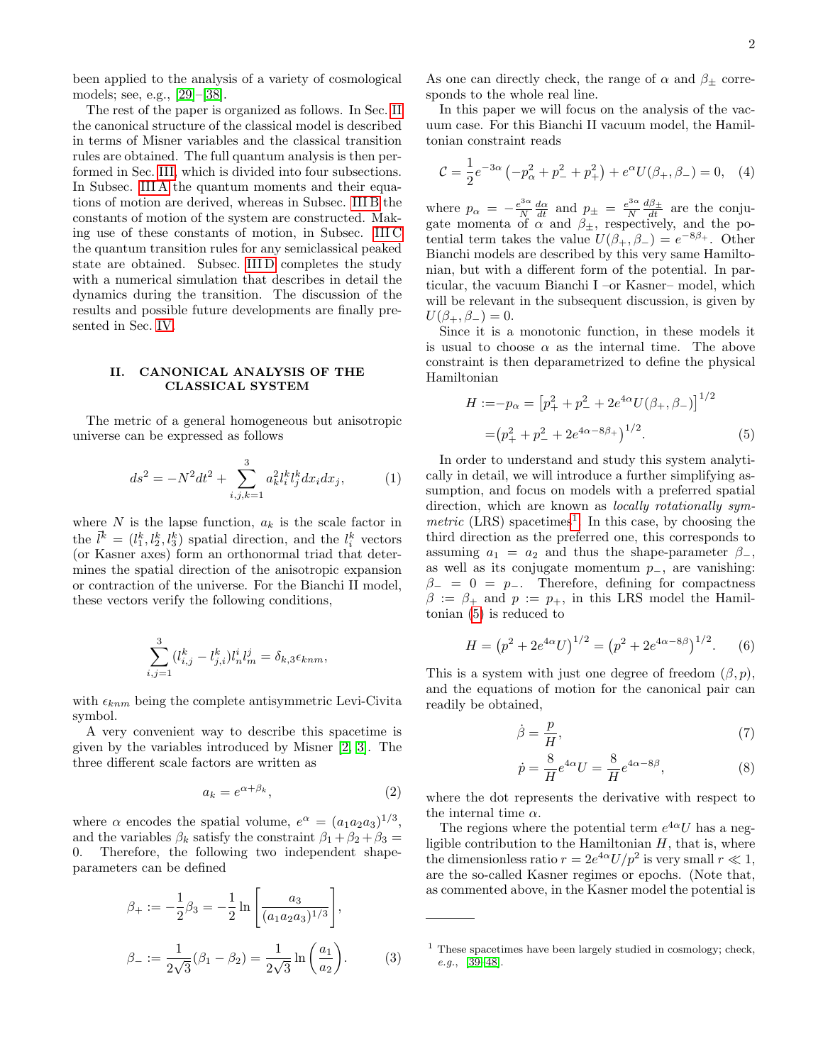been applied to the analysis of a variety of cosmological models; see, e.g., [29]–[38].

The rest of the paper is organized as follows. In Sec. II the canonical structure of the classical model is described in terms of Misner variables and the classical transition rules are obtained. The full quantum analysis is then performed in Sec. III, which is divided into four subsections. In Subsec. III A the quantum moments and their equations of motion are derived, whereas in Subsec. III B the constants of motion of the system are constructed. Making use of these constants of motion, in Subsec. III C the quantum transition rules for any semiclassical peaked state are obtained. Subsec. III D completes the study with a numerical simulation that describes in detail the dynamics during the transition. The discussion of the results and possible future developments are finally presented in Sec. IV.

## II. CANONICAL ANALYSIS OF THE CLASSICAL SYSTEM

The metric of a general homogeneous but anisotropic universe can be expressed as follows

$$ds^2 = -N^2 dt^2 + \sum_{i,j,k=1}^{3} a_k^2 l_i^k l_j^k dx_i dx_j, \qquad (1)$$

where $N$ is the lapse function, $a_k$ is the scale factor in the $\vec{l}^k = (l_1^k, l_2^k, l_3^k)$ spatial direction, and the $l_i^k$ vectors (or Kasner axes) form an orthonormal triad that determines the spatial direction of the anisotropic expansion or contraction of the universe. For the Bianchi II model, these vectors verify the following conditions,

$$\sum_{i,j=1}^{3} (l_{i,j}^k - l_{j,i}^k) l_n^i l_m^j = \delta_{k,3}\epsilon_{knm},$$

with $\epsilon_{knm}$ being the complete antisymmetric Levi-Civita symbol.

A very convenient way to describe this spacetime is given by the variables introduced by Misner [2, 3]. The three different scale factors are written as

$$a_k = e^{\alpha + \beta_k}, \qquad (2)$$

where $\alpha$ encodes the spatial volume, $e^\alpha = (a_1 a_2 a_3)^{1/3}$, and the variables $\beta_k$ satisfy the constraint $\beta_1 + \beta_2 + \beta_3 = 0$. Therefore, the following two independent shape-parameters can be defined

$$\beta_+ := -\frac{1}{2}\beta_3 = -\frac{1}{2}\ln\left[\frac{a_3}{(a_1 a_2 a_3)^{1/3}}\right],$$

$$\beta_- := \frac{1}{2\sqrt{3}}(\beta_1 - \beta_2) = \frac{1}{2\sqrt{3}}\ln\left(\frac{a_1}{a_2}\right). \qquad (3)$$

As one can directly check, the range of $\alpha$ and $\beta_\pm$ corresponds to the whole real line.

In this paper we will focus on the analysis of the vacuum case. For this Bianchi II vacuum model, the Hamiltonian constraint reads

$$\mathcal{C} = \frac{1}{2}e^{-3\alpha}\left(-p_\alpha^2 + p_-^2 + p_+^2\right) + e^{\alpha}U(\beta_+, \beta_-) = 0, \quad (4)$$

where $p_\alpha = -\frac{e^{3\alpha}}{N}\frac{d\alpha}{dt}$ and $p_\pm = \frac{e^{3\alpha}}{N}\frac{d\beta_\pm}{dt}$ are the conjugate momenta of $\alpha$ and $\beta_\pm$, respectively, and the potential term takes the value $U(\beta_+, \beta_-) = e^{-8\beta_+}$. Other Bianchi models are described by this very same Hamiltonian, but with a different form of the potential. In particular, the vacuum Bianchi I –or Kasner– model, which will be relevant in the subsequent discussion, is given by $U(\beta_+, \beta_-) = 0$.

Since it is a monotonic function, in these models it is usual to choose $\alpha$ as the internal time. The above constraint is then deparametrized to define the physical Hamiltonian

$$\begin{aligned} H :=& -p_\alpha = \left[p_+^2 + p_-^2 + 2e^{4\alpha}U(\beta_+, \beta_-)\right]^{1/2} \\ =& \left(p_+^2 + p_-^2 + 2e^{4\alpha - 8\beta_+}\right)^{1/2}. \end{aligned} \qquad (5)$$

In order to understand and study this system analytically in detail, we will introduce a further simplifying assumption, and focus on models with a preferred spatial direction, which are known as *locally rotationally symmetric* (LRS) spacetimes[1]. In this case, by choosing the third direction as the preferred one, this corresponds to assuming $a_1 = a_2$ and thus the shape-parameter $\beta_-$, as well as its conjugate momentum $p_-$, are vanishing: $\beta_- = 0 = p_-$. Therefore, defining for compactness $\beta := \beta_+$ and $p := p_+$, in this LRS model the Hamiltonian (5) is reduced to

$$H = \left(p^2 + 2e^{4\alpha}U\right)^{1/2} = \left(p^2 + 2e^{4\alpha - 8\beta}\right)^{1/2}. \qquad (6)$$

This is a system with just one degree of freedom $(\beta, p)$, and the equations of motion for the canonical pair can readily be obtained,

$$\dot{\beta} = \frac{p}{H}, \qquad (7)$$

$$\dot{p} = \frac{8}{H}e^{4\alpha}U = \frac{8}{H}e^{4\alpha - 8\beta}, \qquad (8)$$

where the dot represents the derivative with respect to the internal time $\alpha$.

The regions where the potential term $e^{4\alpha}U$ has a negligible contribution to the Hamiltonian $H$, that is, where the dimensionless ratio $r = 2e^{4\alpha}U/p^2$ is very small $r \ll 1$, are the so-called Kasner regimes or epochs. (Note that, as commented above, in the Kasner model the potential is

[1] These spacetimes have been largely studied in cosmology; check, *e.g.*, [39–48].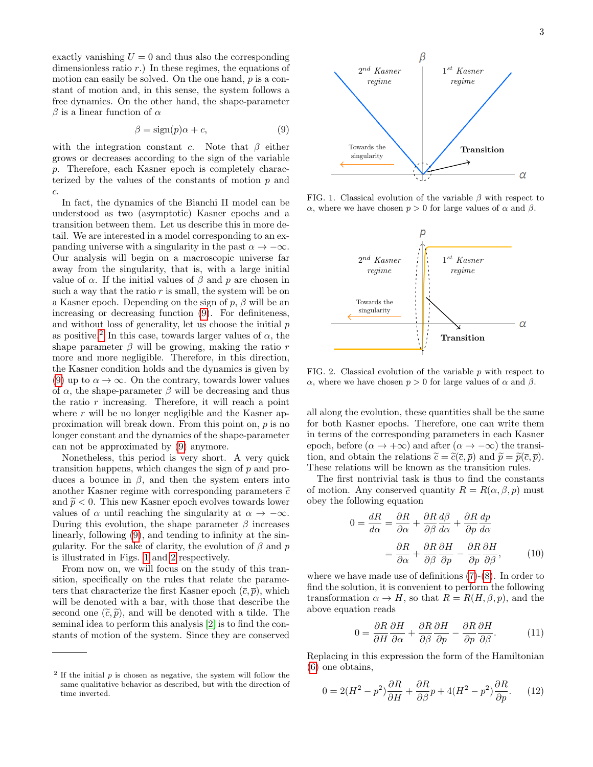exactly vanishing $U = 0$ and thus also the corresponding dimensionless ratio $r$.) In these regimes, the equations of motion can easily be solved. On the one hand, $p$ is a constant of motion and, in this sense, the system follows a free dynamics. On the other hand, the shape-parameter $\beta$ is a linear function of $\alpha$

$$\beta = \text{sign}(p)\alpha + c, \tag{9}$$

with the integration constant $c$. Note that $\beta$ either grows or decreases according to the sign of the variable $p$. Therefore, each Kasner epoch is completely characterized by the values of the constants of motion $p$ and $c$.

In fact, the dynamics of the Bianchi II model can be understood as two (asymptotic) Kasner epochs and a transition between them. Let us describe this in more detail. We are interested in a model corresponding to an expanding universe with a singularity in the past $\alpha \to -\infty$. Our analysis will begin on a macroscopic universe far away from the singularity, that is, with a large initial value of $\alpha$. If the initial values of $\beta$ and $p$ are chosen in such a way that the ratio $r$ is small, the system will be on a Kasner epoch. Depending on the sign of $p$, $\beta$ will be an increasing or decreasing function (9). For definiteness, and without loss of generality, let us choose the initial $p$ as positive.[2] In this case, towards larger values of $\alpha$, the shape parameter $\beta$ will be growing, making the ratio $r$ more and more negligible. Therefore, in this direction, the Kasner condition holds and the dynamics is given by (9) up to $\alpha \to \infty$. On the contrary, towards lower values of $\alpha$, the shape-parameter $\beta$ will be decreasing and thus the ratio $r$ increasing. Therefore, it will reach a point where $r$ will be no longer negligible and the Kasner approximation will break down. From this point on, $p$ is no longer constant and the dynamics of the shape-parameter can not be approximated by (9) anymore.

Nonetheless, this period is very short. A very quick transition happens, which changes the sign of $p$ and produces a bounce in $\beta$, and then the system enters into another Kasner regime with corresponding parameters $\widetilde{c}$ and $\widetilde{p} < 0$. This new Kasner epoch evolves towards lower values of $\alpha$ until reaching the singularity at $\alpha \to -\infty$. During this evolution, the shape parameter $\beta$ increases linearly, following (9), and tending to infinity at the singularity. For the sake of clarity, the evolution of $\beta$ and $p$ is illustrated in Figs. 1 and 2 respectively.

From now on, we will focus on the study of this transition, specifically on the rules that relate the parameters that characterize the first Kasner epoch $(\overline{c}, \overline{p})$, which will be denoted with a bar, with those that describe the second one $(\widetilde{c}, \widetilde{p})$, and will be denoted with a tilde. The seminal idea to perform this analysis [2] is to find the constants of motion of the system. Since they are conserved

FIG. 1. Classical evolution of the variable $\beta$ with respect to $\alpha$, where we have chosen $p > 0$ for large values of $\alpha$ and $\beta$.

FIG. 2. Classical evolution of the variable $p$ with respect to $\alpha$, where we have chosen $p > 0$ for large values of $\alpha$ and $\beta$.

all along the evolution, these quantities shall be the same for both Kasner epochs. Therefore, one can write them in terms of the corresponding parameters in each Kasner epoch, before $(\alpha \to +\infty)$ and after $(\alpha \to -\infty)$ the transition, and obtain the relations $\widetilde{c} = \widetilde{c}(\overline{c}, \overline{p})$ and $\widetilde{p} = \widetilde{p}(\overline{c}, \overline{p})$. These relations will be known as the transition rules.

The first nontrivial task is thus to find the constants of motion. Any conserved quantity $R = R(\alpha, \beta, p)$ must obey the following equation

$$0 = \frac{dR}{d\alpha} = \frac{\partial R}{\partial \alpha} + \frac{\partial R}{\partial \beta}\frac{d\beta}{d\alpha} + \frac{\partial R}{\partial p}\frac{dp}{d\alpha}$$
$$= \frac{\partial R}{\partial \alpha} + \frac{\partial R}{\partial \beta}\frac{\partial H}{\partial p} - \frac{\partial R}{\partial p}\frac{\partial H}{\partial \beta}, \tag{10}$$

where we have made use of definitions (7)-(8). In order to find the solution, it is convenient to perform the following transformation $\alpha \to H$, so that $R = R(H, \beta, p)$, and the above equation reads

$$0 = \frac{\partial R}{\partial H}\frac{\partial H}{\partial \alpha} + \frac{\partial R}{\partial \beta}\frac{\partial H}{\partial p} - \frac{\partial R}{\partial p}\frac{\partial H}{\partial \beta}. \tag{11}$$

Replacing in this expression the form of the Hamiltonian (6) one obtains,

$$0 = 2(H^2 - p^2)\frac{\partial R}{\partial H} + \frac{\partial R}{\partial \beta}p + 4(H^2 - p^2)\frac{\partial R}{\partial p}. \tag{12}$$

[2] If the initial $p$ is chosen as negative, the system will follow the same qualitative behavior as described, but with the direction of time inverted.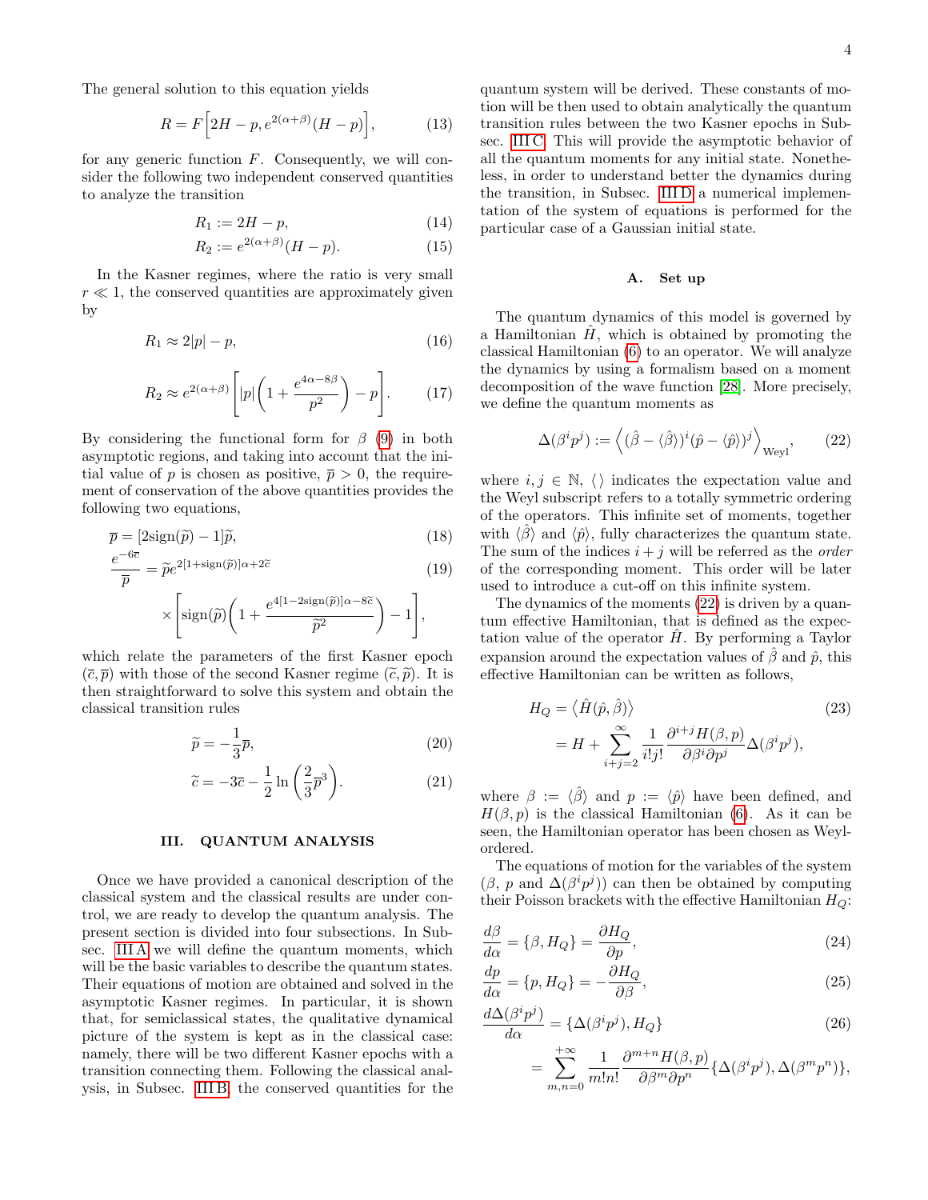The general solution to this equation yields

$$R = F\Big[2H - p, e^{2(\alpha+\beta)}(H - p)\Big], \tag{13}$$

for any generic function $F$. Consequently, we will consider the following two independent conserved quantities to analyze the transition

$$R_1 := 2H - p, \tag{14}$$

$$R_2 := e^{2(\alpha+\beta)}(H - p). \tag{15}$$

In the Kasner regimes, where the ratio is very small $r \ll 1$, the conserved quantities are approximately given by

$$R_1 \approx 2|p| - p, \tag{16}$$

$$R_2 \approx e^{2(\alpha+\beta)}\left[|p|\left(1 + \frac{e^{4\alpha-8\beta}}{p^2}\right) - p\right]. \tag{17}$$

By considering the functional form for $\beta$ (9) in both asymptotic regions, and taking into account that the initial value of $p$ is chosen as positive, $\overline{p} > 0$, the requirement of conservation of the above quantities provides the following two equations,

$$\overline{p} = [2\mathrm{sign}(\widetilde{p}) - 1]\widetilde{p}, \tag{18}$$

$$\frac{e^{-6\overline{c}}}{\overline{p}} = \widetilde{p} e^{2[1+\mathrm{sign}(\widetilde{p})]\alpha + 2\widetilde{c}} \times \left[\mathrm{sign}(\widetilde{p})\left(1 + \frac{e^{4[1-2\mathrm{sign}(\widetilde{p})]\alpha - 8\widetilde{c}}}{\widetilde{p}^2}\right) - 1\right], \tag{19}$$

which relate the parameters of the first Kasner epoch $(\overline{c}, \overline{p})$ with those of the second Kasner regime $(\widetilde{c}, \widetilde{p})$. It is then straightforward to solve this system and obtain the classical transition rules

$$\widetilde{p} = -\frac{1}{3}\overline{p}, \tag{20}$$

$$\widetilde{c} = -3\overline{c} - \frac{1}{2}\ln\left(\frac{2}{3}\overline{p}^3\right). \tag{21}$$

## III. QUANTUM ANALYSIS

Once we have provided a canonical description of the classical system and the classical results are under control, we are ready to develop the quantum analysis. The present section is divided into four subsections. In Subsec. III A we will define the quantum moments, which will be the basic variables to describe the quantum states. Their equations of motion are obtained and solved in the asymptotic Kasner regimes. In particular, it is shown that, for semiclassical states, the qualitative dynamical picture of the system is kept as in the classical case: namely, there will be two different Kasner epochs with a transition connecting them. Following the classical analysis, in Subsec. III B, the conserved quantities for the quantum system will be derived. These constants of motion will be then used to obtain analytically the quantum transition rules between the two Kasner epochs in Subsec. III C. This will provide the asymptotic behavior of all the quantum moments for any initial state. Nonetheless, in order to understand better the dynamics during the transition, in Subsec. III D a numerical implementation of the system of equations is performed for the particular case of a Gaussian initial state.

### A. Set up

The quantum dynamics of this model is governed by a Hamiltonian $\hat{H}$, which is obtained by promoting the classical Hamiltonian (6) to an operator. We will analyze the dynamics by using a formalism based on a moment decomposition of the wave function [28]. More precisely, we define the quantum moments as

$$\Delta(\beta^i p^j) := \left\langle (\hat{\beta} - \langle\hat{\beta}\rangle)^i (\hat{p} - \langle\hat{p}\rangle)^j \right\rangle_{\mathrm{Weyl}}, \tag{22}$$

where $i, j \in \mathbb{N}$, $\langle\,\rangle$ indicates the expectation value and the Weyl subscript refers to a totally symmetric ordering of the operators. This infinite set of moments, together with $\langle\hat{\beta}\rangle$ and $\langle\hat{p}\rangle$, fully characterizes the quantum state. The sum of the indices $i + j$ will be referred as the *order* of the corresponding moment. This order will be later used to introduce a cut-off on this infinite system.

The dynamics of the moments (22) is driven by a quantum effective Hamiltonian, that is defined as the expectation value of the operator $\hat{H}$. By performing a Taylor expansion around the expectation values of $\hat{\beta}$ and $\hat{p}$, this effective Hamiltonian can be written as follows,

$$\begin{aligned} H_Q &= \left\langle \hat{H}(\hat{p}, \hat{\beta}) \right\rangle \\ &= H + \sum_{i+j=2}^{\infty} \frac{1}{i!j!} \frac{\partial^{i+j} H(\beta, p)}{\partial\beta^i \partial p^j} \Delta(\beta^i p^j), \end{aligned} \tag{23}$$

where $\beta := \langle\hat{\beta}\rangle$ and $p := \langle\hat{p}\rangle$ have been defined, and $H(\beta, p)$ is the classical Hamiltonian (6). As it can be seen, the Hamiltonian operator has been chosen as Weyl-ordered.

The equations of motion for the variables of the system ($\beta$, $p$ and $\Delta(\beta^i p^j)$) can then be obtained by computing their Poisson brackets with the effective Hamiltonian $H_Q$:

$$\frac{d\beta}{d\alpha} = \{\beta, H_Q\} = \frac{\partial H_Q}{\partial p}, \tag{24}$$

$$\frac{dp}{d\alpha} = \{p, H_Q\} = -\frac{\partial H_Q}{\partial \beta}, \tag{25}$$

$$\begin{aligned} \frac{d\Delta(\beta^i p^j)}{d\alpha} &= \{\Delta(\beta^i p^j), H_Q\} \\ &= \sum_{m,n=0}^{+\infty} \frac{1}{m!n!} \frac{\partial^{m+n} H(\beta, p)}{\partial\beta^m \partial p^n} \{\Delta(\beta^i p^j), \Delta(\beta^m p^n)\}, \end{aligned} \tag{26}$$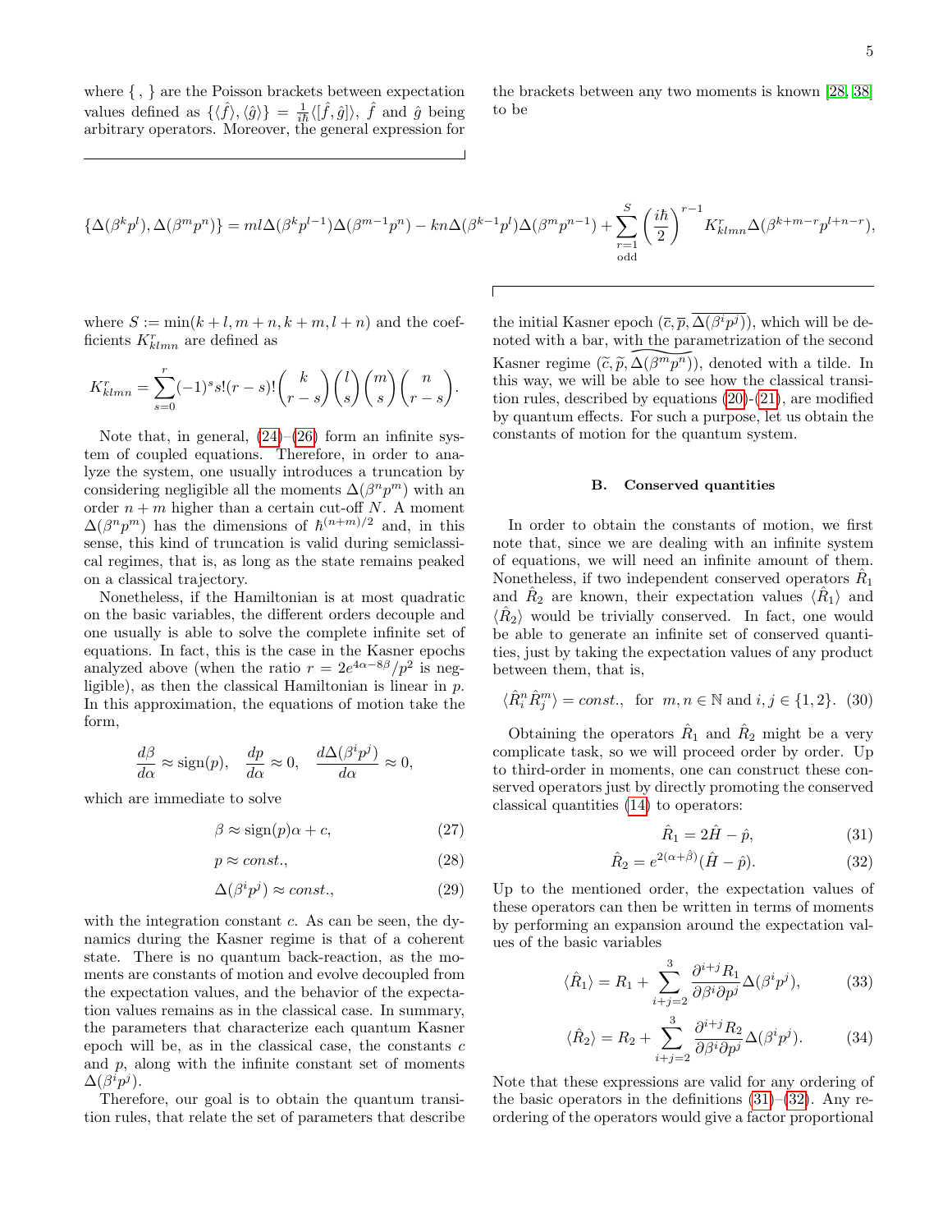where $\{\ ,\ \}$ are the Poisson brackets between expectation values defined as $\{\langle\hat{f}\rangle, \langle\hat{g}\rangle\} = \frac{1}{i\hbar}\langle[\hat{f}, \hat{g}]\rangle$, $\hat{f}$ and $\hat{g}$ being arbitrary operators. Moreover, the general expression for the brackets between any two moments is known [28, 38] to be

$$\{\Delta(\beta^k p^l), \Delta(\beta^m p^n)\} = ml\Delta(\beta^k p^{l-1})\Delta(\beta^{m-1} p^n) - kn\Delta(\beta^{k-1} p^l)\Delta(\beta^m p^{n-1}) + \sum_{\substack{r=1\\ \text{odd}}}^{S} \left(\frac{i\hbar}{2}\right)^{r-1} K^r_{klmn}\Delta(\beta^{k+m-r} p^{l+n-r}),$$

where $S := \min(k+l, m+n, k+m, l+n)$ and the coefficients $K^r_{klmn}$ are defined as

$$K^r_{klmn} = \sum_{s=0}^{r} (-1)^s s!(r-s)! \binom{k}{r-s}\binom{l}{s}\binom{m}{s}\binom{n}{r-s}.$$

Note that, in general, (24)–(26) form an infinite system of coupled equations. Therefore, in order to analyze the system, one usually introduces a truncation by considering negligible all the moments $\Delta(\beta^n p^m)$ with an order $n+m$ higher than a certain cut-off $N$. A moment $\Delta(\beta^n p^m)$ has the dimensions of $\hbar^{(n+m)/2}$ and, in this sense, this kind of truncation is valid during semiclassical regimes, that is, as long as the state remains peaked on a classical trajectory.

Nonetheless, if the Hamiltonian is at most quadratic on the basic variables, the different orders decouple and one usually is able to solve the complete infinite set of equations. In fact, this is the case in the Kasner epochs analyzed above (when the ratio $r = 2e^{4\alpha-8\beta}/p^2$ is negligible), as then the classical Hamiltonian is linear in $p$. In this approximation, the equations of motion take the form,

$$\frac{d\beta}{d\alpha} \approx \text{sign}(p), \quad \frac{dp}{d\alpha} \approx 0, \quad \frac{d\Delta(\beta^i p^j)}{d\alpha} \approx 0,$$

which are immediate to solve

$$\beta \approx \text{sign}(p)\alpha + c, \tag{27}$$

$$p \approx const., \tag{28}$$

$$\Delta(\beta^i p^j) \approx const., \tag{29}$$

with the integration constant $c$. As can be seen, the dynamics during the Kasner regime is that of a coherent state. There is no quantum back-reaction, as the moments are constants of motion and evolve decoupled from the expectation values, and the behavior of the expectation values remains as in the classical case. In summary, the parameters that characterize each quantum Kasner epoch will be, as in the classical case, the constants $c$ and $p$, along with the infinite constant set of moments $\Delta(\beta^i p^j)$.

Therefore, our goal is to obtain the quantum transition rules, that relate the set of parameters that describe the initial Kasner epoch $(\overline{c}, \overline{p}, \overline{\Delta(\beta^i p^j)})$, which will be denoted with a bar, with the parametrization of the second Kasner regime $(\widetilde{c}, \widetilde{p}, \widetilde{\Delta(\beta^m p^n)})$, denoted with a tilde. In this way, we will be able to see how the classical transition rules, described by equations (20)-(21), are modified by quantum effects. For such a purpose, let us obtain the constants of motion for the quantum system.

### B. Conserved quantities

In order to obtain the constants of motion, we first note that, since we are dealing with an infinite system of equations, we will need an infinite amount of them. Nonetheless, if two independent conserved operators $\hat{R}_1$ and $\hat{R}_2$ are known, their expectation values $\langle\hat{R}_1\rangle$ and $\langle\hat{R}_2\rangle$ would be trivially conserved. In fact, one would be able to generate an infinite set of conserved quantities, just by taking the expectation values of any product between them, that is,

$$\langle\hat{R}_i^n \hat{R}_j^m\rangle = const., \text{ for } m, n \in \mathbb{N} \text{ and } i, j \in \{1, 2\}. \tag{30}$$

Obtaining the operators $\hat{R}_1$ and $\hat{R}_2$ might be a very complicate task, so we will proceed order by order. Up to third-order in moments, one can construct these conserved operators just by directly promoting the conserved classical quantities (14) to operators:

$$\hat{R}_1 = 2\hat{H} - \hat{p}, \tag{31}$$

$$\hat{R}_2 = e^{2(\alpha+\hat{\beta})}(\hat{H} - \hat{p}). \tag{32}$$

Up to the mentioned order, the expectation values of these operators can then be written in terms of moments by performing an expansion around the expectation values of the basic variables

$$\langle\hat{R}_1\rangle = R_1 + \sum_{i+j=2}^{3} \frac{\partial^{i+j} R_1}{\partial\beta^i \partial p^j}\Delta(\beta^i p^j), \tag{33}$$

$$\langle\hat{R}_2\rangle = R_2 + \sum_{i+j=2}^{3} \frac{\partial^{i+j} R_2}{\partial\beta^i \partial p^j}\Delta(\beta^i p^j). \tag{34}$$

Note that these expressions are valid for any ordering of the basic operators in the definitions (31)–(32). Any reordering of the operators would give a factor proportional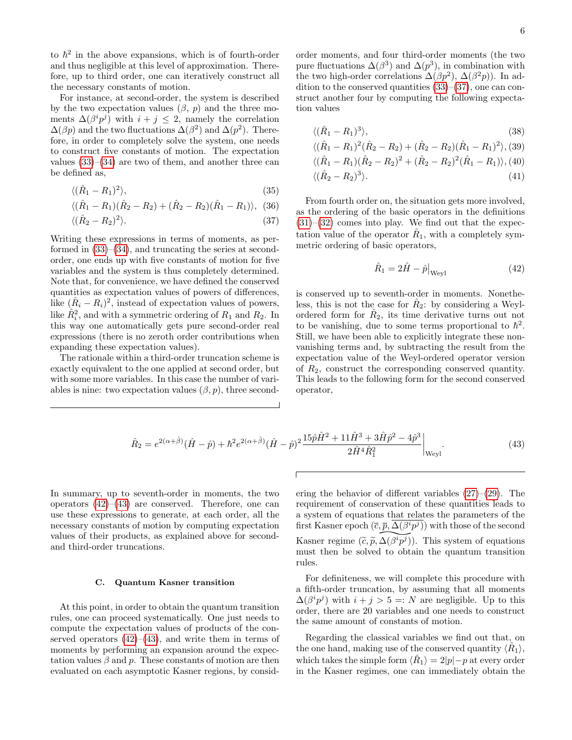to $\hbar^2$ in the above expansions, which is of fourth-order and thus negligible at this level of approximation. Therefore, up to third order, one can iteratively construct all the necessary constants of motion.

For instance, at second-order, the system is described by the two expectation values ($\beta$, $p$) and the three moments $\Delta(\beta^i p^j)$ with $i + j \leq 2$, namely the correlation $\Delta(\beta p)$ and the two fluctuations $\Delta(\beta^2)$ and $\Delta(p^2)$. Therefore, in order to completely solve the system, one needs to construct five constants of motion. The expectation values (33)–(34) are two of them, and another three can be defined as,

$$\langle(\hat{R}_1 - R_1)^2\rangle, \tag{35}$$

$$\langle(\hat{R}_1 - R_1)(\hat{R}_2 - R_2) + (\hat{R}_2 - R_2)(\hat{R}_1 - R_1)\rangle, \tag{36}$$

$$\langle(\hat{R}_2 - R_2)^2\rangle. \tag{37}$$

Writing these expressions in terms of moments, as performed in (33)–(34), and truncating the series at second-order, one ends up with five constants of motion for five variables and the system is thus completely determined. Note that, for convenience, we have defined the conserved quantities as expectation values of powers of differences, like $(\hat{R}_i - R_i)^2$, instead of expectation values of powers, like $\hat{R}_i^2$, and with a symmetric ordering of $R_1$ and $R_2$. In this way one automatically gets pure second-order real expressions (there is no zeroth order contributions when expanding these expectation values).

The rationale within a third-order truncation scheme is exactly equivalent to the one applied at second order, but with some more variables. In this case the number of variables is nine: two expectation values ($\beta, p$), three second-order moments, and four third-order moments (the two pure fluctuations $\Delta(\beta^3)$ and $\Delta(p^3)$, in combination with the two high-order correlations $\Delta(\beta p^2)$, $\Delta(\beta^2 p)$). In addition to the conserved quantities (33)–(37), one can construct another four by computing the following expectation values

$$\langle(\hat{R}_1 - R_1)^3\rangle, \tag{38}$$

$$\langle(\hat{R}_1 - R_1)^2(\hat{R}_2 - R_2) + (\hat{R}_2 - R_2)(\hat{R}_1 - R_1)^2\rangle, \tag{39}$$

$$\langle(\hat{R}_1 - R_1)(\hat{R}_2 - R_2)^2 + (\hat{R}_2 - R_2)^2(\hat{R}_1 - R_1)\rangle, \tag{40}$$

$$\langle(\hat{R}_2 - R_2)^3\rangle. \tag{41}$$

From fourth order on, the situation gets more involved, as the ordering of the basic operators in the definitions (31)–(32) comes into play. We find out that the expectation value of the operator $\hat{R}_1$, with a completely symmetric ordering of basic operators,

$$\hat{R}_1 = 2\hat{H} - \hat{p}\big|_{\text{Weyl}} \tag{42}$$

is conserved up to seventh-order in moments. Nonetheless, this is not the case for $\hat{R}_2$: by considering a Weyl-ordered form for $\hat{R}_2$, its time derivative turns out not to be vanishing, due to some terms proportional to $\hbar^2$. Still, we have been able to explicitly integrate these non-vanishing terms and, by subtracting the result from the expectation value of the Weyl-ordered operator version of $R_2$, construct the corresponding conserved quantity. This leads to the following form for the second conserved operator,

$$\hat{R}_2 = e^{2(\alpha+\hat{\beta})}(\hat{H} - \hat{p}) + \hbar^2 e^{2(\alpha+\hat{\beta})}(\hat{H} - \hat{p})^2 \frac{15\hat{p}\hat{H}^2 + 11\hat{H}^3 + 3\hat{H}\hat{p}^2 - 4\hat{p}^3}{2\hat{H}^4\hat{R}_1^2}\bigg|_{\text{Weyl}}. \tag{43}$$

In summary, up to seventh-order in moments, the two operators (42)–(43) are conserved. Therefore, one can use these expressions to generate, at each order, all the necessary constants of motion by computing expectation values of their products, as explained above for second- and third-order truncations.

### C. Quantum Kasner transition

At this point, in order to obtain the quantum transition rules, one can proceed systematically. One just needs to compute the expectation values of products of the conserved operators (42)–(43), and write them in terms of moments by performing an expansion around the expectation values $\beta$ and $p$. These constants of motion are then evaluated on each asymptotic Kasner regions, by considering the behavior of different variables (27)–(29). The requirement of conservation of these quantities leads to a system of equations that relates the parameters of the first Kasner epoch $(\overline{c}, \overline{p}, \overline{\Delta(\beta^i p^j)})$ with those of the second Kasner regime $(\widetilde{c}, \widetilde{p}, \widetilde{\Delta(\beta^i p^j)})$. This system of equations must then be solved to obtain the quantum transition rules.

For definiteness, we will complete this procedure with a fifth-order truncation, by assuming that all moments $\Delta(\beta^i p^j)$ with $i + j > 5 =: N$ are negligible. Up to this order, there are 20 variables and one needs to construct the same amount of constants of motion.

Regarding the classical variables we find out that, on the one hand, making use of the conserved quantity $\langle\hat{R}_1\rangle$, which takes the simple form $\langle\hat{R}_1\rangle = 2|p| - p$ at every order in the Kasner regimes, one can immediately obtain the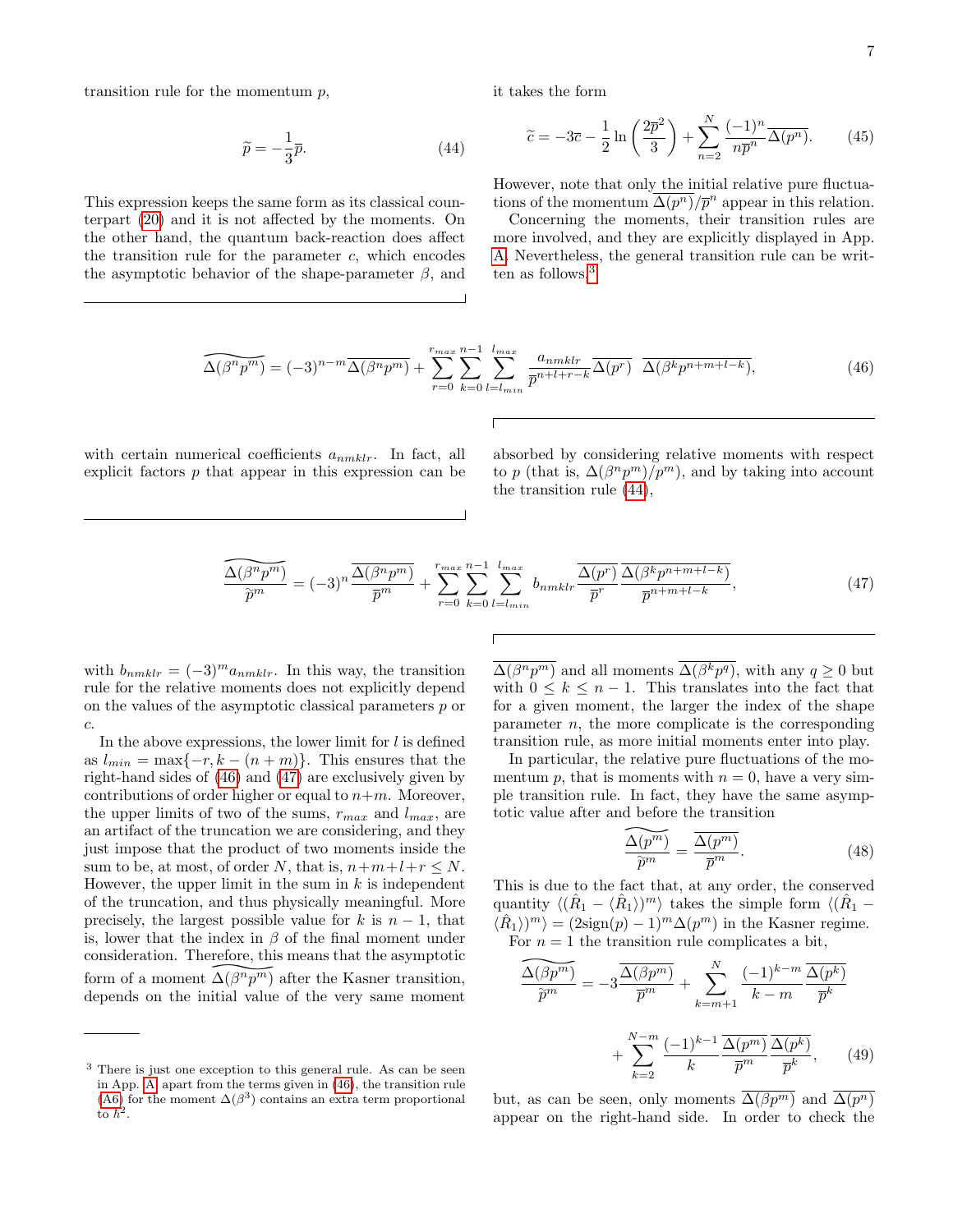transition rule for the momentum $p$,

$$\widetilde{p} = -\frac{1}{3}\overline{p}. \tag{44}$$

This expression keeps the same form as its classical counterpart (20) and it is not affected by the moments. On the other hand, the quantum back-reaction does affect the transition rule for the parameter $c$, which encodes the asymptotic behavior of the shape-parameter $\beta$, and it takes the form

$$\widetilde{c} = -3\overline{c} - \frac{1}{2}\ln\left(\frac{2\overline{p}^2}{3}\right) + \sum_{n=2}^{N}\frac{(-1)^n}{n\overline{p}^n}\overline{\Delta(p^n)}. \tag{45}$$

However, note that only the initial relative pure fluctuations of the momentum $\overline{\Delta(p^n)}/\overline{p}^n$ appear in this relation.

Concerning the moments, their transition rules are more involved, and they are explicitly displayed in App. A. Nevertheless, the general transition rule can be written as follows,[3]

$$\widetilde{\Delta(\beta^n p^m)} = (-3)^{n-m}\overline{\Delta(\beta^n p^m)} + \sum_{r=0}^{r_{max}}\sum_{k=0}^{n-1}\sum_{l=l_{min}}^{l_{max}}\frac{a_{nmklr}}{\overline{p}^{n+l+r-k}}\overline{\Delta(p^r)}\;\;\overline{\Delta(\beta^k p^{n+m+l-k})}, \tag{46}$$

with certain numerical coefficients $a_{nmklr}$. In fact, all explicit factors $p$ that appear in this expression can be absorbed by considering relative moments with respect to $p$ (that is, $\Delta(\beta^n p^m)/p^m$), and by taking into account the transition rule (44),

$$\frac{\widetilde{\Delta(\beta^n p^m)}}{\widetilde{p}^m} = (-3)^n\frac{\overline{\Delta(\beta^n p^m)}}{\overline{p}^m} + \sum_{r=0}^{r_{max}}\sum_{k=0}^{n-1}\sum_{l=l_{min}}^{l_{max}} b_{nmklr}\frac{\overline{\Delta(p^r)}}{\overline{p}^r}\frac{\overline{\Delta(\beta^k p^{n+m+l-k})}}{\overline{p}^{n+m+l-k}}, \tag{47}$$

with $b_{nmklr} = (-3)^m a_{nmklr}$. In this way, the transition rule for the relative moments does not explicitly depend on the values of the asymptotic classical parameters $p$ or $c$.

In the above expressions, the lower limit for $l$ is defined as $l_{min} = \max\{-r, k-(n+m)\}$. This ensures that the right-hand sides of (46) and (47) are exclusively given by contributions of order higher or equal to $n+m$. Moreover, the upper limits of two of the sums, $r_{max}$ and $l_{max}$, are an artifact of the truncation we are considering, and they just impose that the product of two moments inside the sum to be, at most, of order $N$, that is, $n+m+l+r \leq N$. However, the upper limit in the sum in $k$ is independent of the truncation, and thus physically meaningful. More precisely, the largest possible value for $k$ is $n-1$, that is, lower that the index in $\beta$ of the final moment under consideration. Therefore, this means that the asymptotic form of a moment $\widetilde{\Delta(\beta^n p^m)}$ after the Kasner transition, depends on the initial value of the very same moment $\overline{\Delta(\beta^n p^m)}$ and all moments $\overline{\Delta(\beta^k p^q)}$, with any $q \geq 0$ but with $0 \leq k \leq n-1$. This translates into the fact that for a given moment, the larger the index of the shape parameter $n$, the more complicate is the corresponding transition rule, as more initial moments enter into play.

In particular, the relative pure fluctuations of the momentum $p$, that is moments with $n=0$, have a very simple transition rule. In fact, they have the same asymptotic value after and before the transition

$$\frac{\widetilde{\Delta(p^m)}}{\widetilde{p}^m} = \frac{\overline{\Delta(p^m)}}{\overline{p}^m}. \tag{48}$$

This is due to the fact that, at any order, the conserved quantity $\langle(\hat{R}_1 - \langle\hat{R}_1\rangle)^m\rangle$ takes the simple form $\langle(\hat{R}_1 - \langle\hat{R}_1\rangle)^m\rangle = (2\text{sign}(p)-1)^m\Delta(p^m)$ in the Kasner regime.

For $n=1$ the transition rule complicates a bit,

$$\frac{\widetilde{\Delta(\beta p^m)}}{\widetilde{p}^m} = -3\frac{\overline{\Delta(\beta p^m)}}{\overline{p}^m} + \sum_{k=m+1}^{N}\frac{(-1)^{k-m}}{k-m}\frac{\overline{\Delta(p^k)}}{\overline{p}^k} + \sum_{k=2}^{N-m}\frac{(-1)^{k-1}}{k}\frac{\overline{\Delta(p^m)}}{\overline{p}^m}\frac{\overline{\Delta(p^k)}}{\overline{p}^k}, \tag{49}$$

but, as can be seen, only moments $\overline{\Delta(\beta p^m)}$ and $\overline{\Delta(p^n)}$ appear on the right-hand side. In order to check the

---

[3] There is just one exception to this general rule. As can be seen in App. A, apart from the terms given in (46), the transition rule (A6) for the moment $\Delta(\beta^3)$ contains an extra term proportional to $\hbar^2$.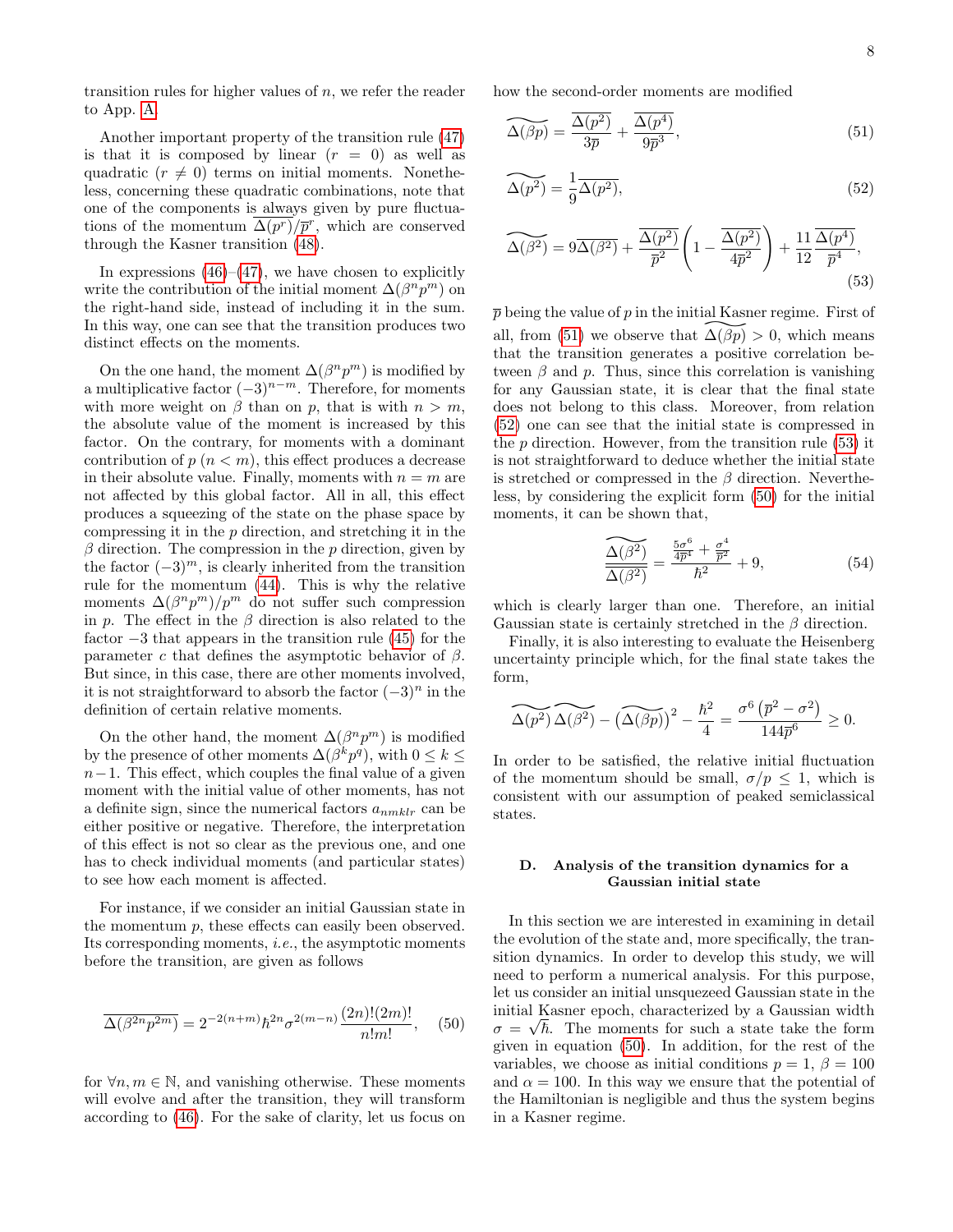transition rules for higher values of $n$, we refer the reader to App. A.

Another important property of the transition rule (47) is that it is composed by linear ($r=0$) as well as quadratic ($r\neq 0$) terms on initial moments. Nonetheless, concerning these quadratic combinations, note that one of the components is always given by pure fluctuations of the momentum $\overline{\Delta(p^r)}/\overline{p}^r$, which are conserved through the Kasner transition (48).

In expressions (46)–(47), we have chosen to explicitly write the contribution of the initial moment $\Delta(\beta^n p^m)$ on the right-hand side, instead of including it in the sum. In this way, one can see that the transition produces two distinct effects on the moments.

On the one hand, the moment $\Delta(\beta^n p^m)$ is modified by a multiplicative factor $(-3)^{n-m}$. Therefore, for moments with more weight on $\beta$ than on $p$, that is with $n>m$, the absolute value of the moment is increased by this factor. On the contrary, for moments with a dominant contribution of $p$ ($n<m$), this effect produces a decrease in their absolute value. Finally, moments with $n=m$ are not affected by this global factor. All in all, this effect produces a squeezing of the state on the phase space by compressing it in the $p$ direction, and stretching it in the $\beta$ direction. The compression in the $p$ direction, given by the factor $(-3)^m$, is clearly inherited from the transition rule for the momentum (44). This is why the relative moments $\Delta(\beta^n p^m)/p^m$ do not suffer such compression in $p$. The effect in the $\beta$ direction is also related to the factor $-3$ that appears in the transition rule (45) for the parameter $c$ that defines the asymptotic behavior of $\beta$. But since, in this case, there are other moments involved, it is not straightforward to absorb the factor $(-3)^n$ in the definition of certain relative moments.

On the other hand, the moment $\Delta(\beta^n p^m)$ is modified by the presence of other moments $\Delta(\beta^k p^q)$, with $0\leq k\leq n-1$. This effect, which couples the final value of a given moment with the initial value of other moments, has not a definite sign, since the numerical factors $a_{nmklr}$ can be either positive or negative. Therefore, the interpretation of this effect is not so clear as the previous one, and one has to check individual moments (and particular states) to see how each moment is affected.

For instance, if we consider an initial Gaussian state in the momentum $p$, these effects can easily been observed. Its corresponding moments, *i.e.*, the asymptotic moments before the transition, are given as follows

$$\overline{\Delta(\beta^{2n}p^{2m})} = 2^{-2(n+m)}\hbar^{2n}\sigma^{2(m-n)}\frac{(2n)!(2m)!}{n!m!}, \quad (50)$$

for $\forall n,m\in\mathbb{N}$, and vanishing otherwise. These moments will evolve and after the transition, they will transform according to (46). For the sake of clarity, let us focus on how the second-order moments are modified

$$\widetilde{\Delta(\beta p)} = \frac{\overline{\Delta(p^2)}}{3\overline{p}} + \frac{\overline{\Delta(p^4)}}{9\overline{p}^3}, \quad (51)$$

$$\widetilde{\Delta(p^2)} = \frac{1}{9}\overline{\Delta(p^2)}, \quad (52)$$

$$\widetilde{\Delta(\beta^2)} = 9\overline{\Delta(\beta^2)} + \frac{\overline{\Delta(p^2)}}{\overline{p}^2}\left(1-\frac{\overline{\Delta(p^2)}}{4\overline{p}^2}\right) + \frac{11}{12}\frac{\overline{\Delta(p^4)}}{\overline{p}^4}, \quad (53)$$

$\overline{p}$ being the value of $p$ in the initial Kasner regime. First of all, from (51) we observe that $\widetilde{\Delta(\beta p)}>0$, which means that the transition generates a positive correlation between $\beta$ and $p$. Thus, since this correlation is vanishing for any Gaussian state, it is clear that the final state does not belong to this class. Moreover, from relation (52) one can see that the initial state is compressed in the $p$ direction. However, from the transition rule (53) it is not straightforward to deduce whether the initial state is stretched or compressed in the $\beta$ direction. Nevertheless, by considering the explicit form (50) for the initial moments, it can be shown that,

$$\frac{\widetilde{\Delta(\beta^2)}}{\overline{\Delta(\beta^2)}} = \frac{\frac{5\sigma^6}{4\overline{p}^4}+\frac{\sigma^4}{\overline{p}^2}}{\hbar^2} + 9, \quad (54)$$

which is clearly larger than one. Therefore, an initial Gaussian state is certainly stretched in the $\beta$ direction.

Finally, it is also interesting to evaluate the Heisenberg uncertainty principle which, for the final state takes the form,

$$\widetilde{\Delta(p^2)}\,\widetilde{\Delta(\beta^2)} - \left(\widetilde{\Delta(\beta p)}\right)^2 - \frac{\hbar^2}{4} = \frac{\sigma^6\left(\overline{p}^2-\sigma^2\right)}{144\overline{p}^6} \geq 0.$$

In order to be satisfied, the relative initial fluctuation of the momentum should be small, $\sigma/p\leq 1$, which is consistent with our assumption of peaked semiclassical states.

### D. Analysis of the transition dynamics for a Gaussian initial state

In this section we are interested in examining in detail the evolution of the state and, more specifically, the transition dynamics. In order to develop this study, we will need to perform a numerical analysis. For this purpose, let us consider an initial unsqueezed Gaussian state in the initial Kasner epoch, characterized by a Gaussian width $\sigma=\sqrt{\hbar}$. The moments for such a state take the form given in equation (50). In addition, for the rest of the variables, we choose as initial conditions $p=1$, $\beta=100$ and $\alpha=100$. In this way we ensure that the potential of the Hamiltonian is negligible and thus the system begins in a Kasner regime.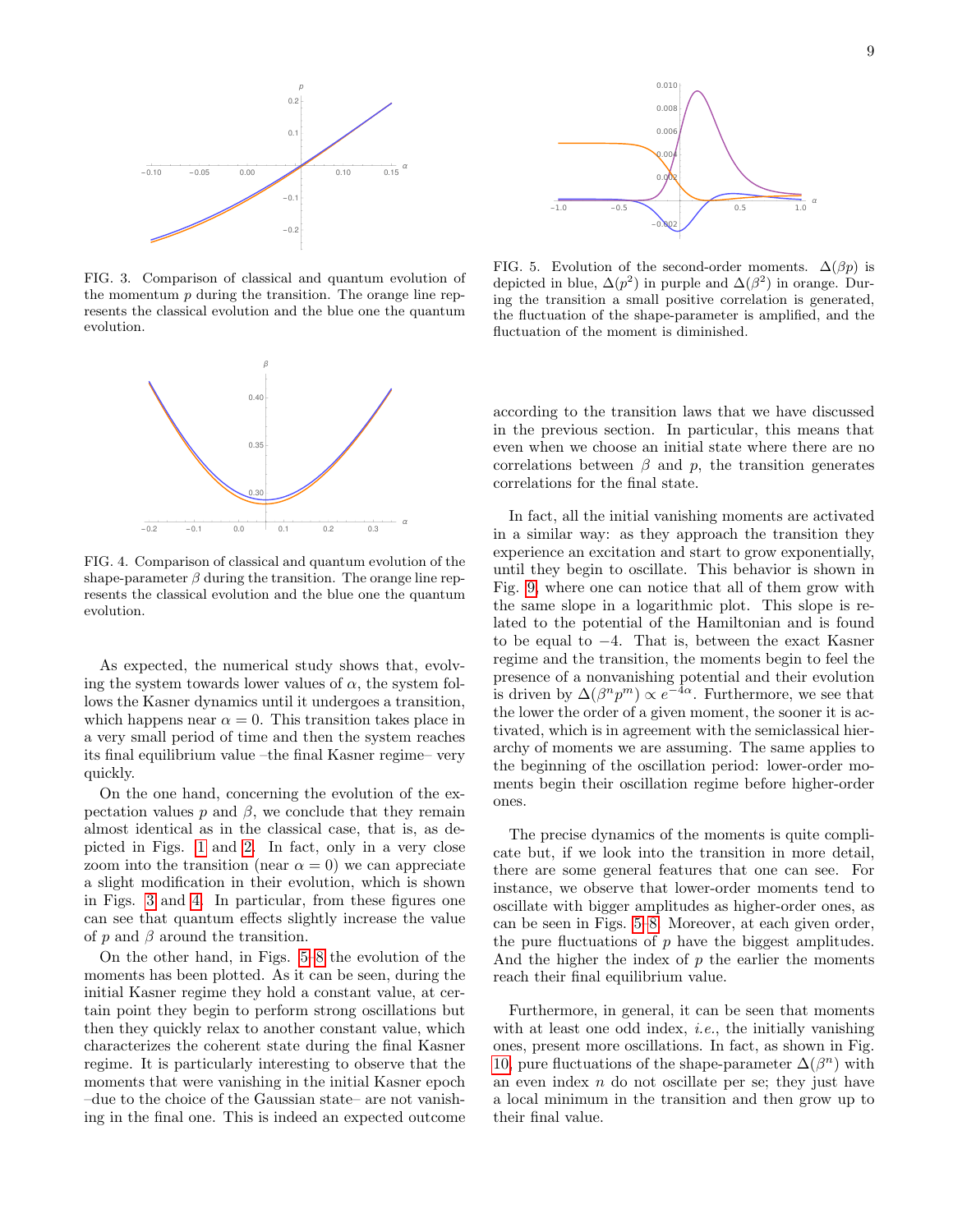FIG. 3. Comparison of classical and quantum evolution of the momentum $p$ during the transition. The orange line represents the classical evolution and the blue one the quantum evolution.

FIG. 4. Comparison of classical and quantum evolution of the shape-parameter $\beta$ during the transition. The orange line represents the classical evolution and the blue one the quantum evolution.

As expected, the numerical study shows that, evolving the system towards lower values of $\alpha$, the system follows the Kasner dynamics until it undergoes a transition, which happens near $\alpha = 0$. This transition takes place in a very small period of time and then the system reaches its final equilibrium value –the final Kasner regime– very quickly.

On the one hand, concerning the evolution of the expectation values $p$ and $\beta$, we conclude that they remain almost identical as in the classical case, that is, as depicted in Figs. 1 and 2. In fact, only in a very close zoom into the transition (near $\alpha = 0$) we can appreciate a slight modification in their evolution, which is shown in Figs. 3 and 4. In particular, from these figures one can see that quantum effects slightly increase the value of $p$ and $\beta$ around the transition.

On the other hand, in Figs. 5–8 the evolution of the moments has been plotted. As it can be seen, during the initial Kasner regime they hold a constant value, at certain point they begin to perform strong oscillations but then they quickly relax to another constant value, which characterizes the coherent state during the final Kasner regime. It is particularly interesting to observe that the moments that were vanishing in the initial Kasner epoch –due to the choice of the Gaussian state– are not vanishing in the final one. This is indeed an expected outcome according to the transition laws that we have discussed in the previous section. In particular, this means that even when we choose an initial state where there are no correlations between $\beta$ and $p$, the transition generates correlations for the final state.

FIG. 5. Evolution of the second-order moments. $\Delta(\beta p)$ is depicted in blue, $\Delta(p^2)$ in purple and $\Delta(\beta^2)$ in orange. During the transition a small positive correlation is generated, the fluctuation of the shape-parameter is amplified, and the fluctuation of the moment is diminished.

In fact, all the initial vanishing moments are activated in a similar way: as they approach the transition they experience an excitation and start to grow exponentially, until they begin to oscillate. This behavior is shown in Fig. 9, where one can notice that all of them grow with the same slope in a logarithmic plot. This slope is related to the potential of the Hamiltonian and is found to be equal to $-4$. That is, between the exact Kasner regime and the transition, the moments begin to feel the presence of a nonvanishing potential and their evolution is driven by $\Delta(\beta^n p^m) \propto e^{-4\alpha}$. Furthermore, we see that the lower the order of a given moment, the sooner it is activated, which is in agreement with the semiclassical hierarchy of moments we are assuming. The same applies to the beginning of the oscillation period: lower-order moments begin their oscillation regime before higher-order ones.

The precise dynamics of the moments is quite complicate but, if we look into the transition in more detail, there are some general features that one can see. For instance, we observe that lower-order moments tend to oscillate with bigger amplitudes as higher-order ones, as can be seen in Figs. 5–8. Moreover, at each given order, the pure fluctuations of $p$ have the biggest amplitudes. And the higher the index of $p$ the earlier the moments reach their final equilibrium value.

Furthermore, in general, it can be seen that moments with at least one odd index, *i.e.*, the initially vanishing ones, present more oscillations. In fact, as shown in Fig. 10, pure fluctuations of the shape-parameter $\Delta(\beta^n)$ with an even index $n$ do not oscillate per se; they just have a local minimum in the transition and then grow up to their final value.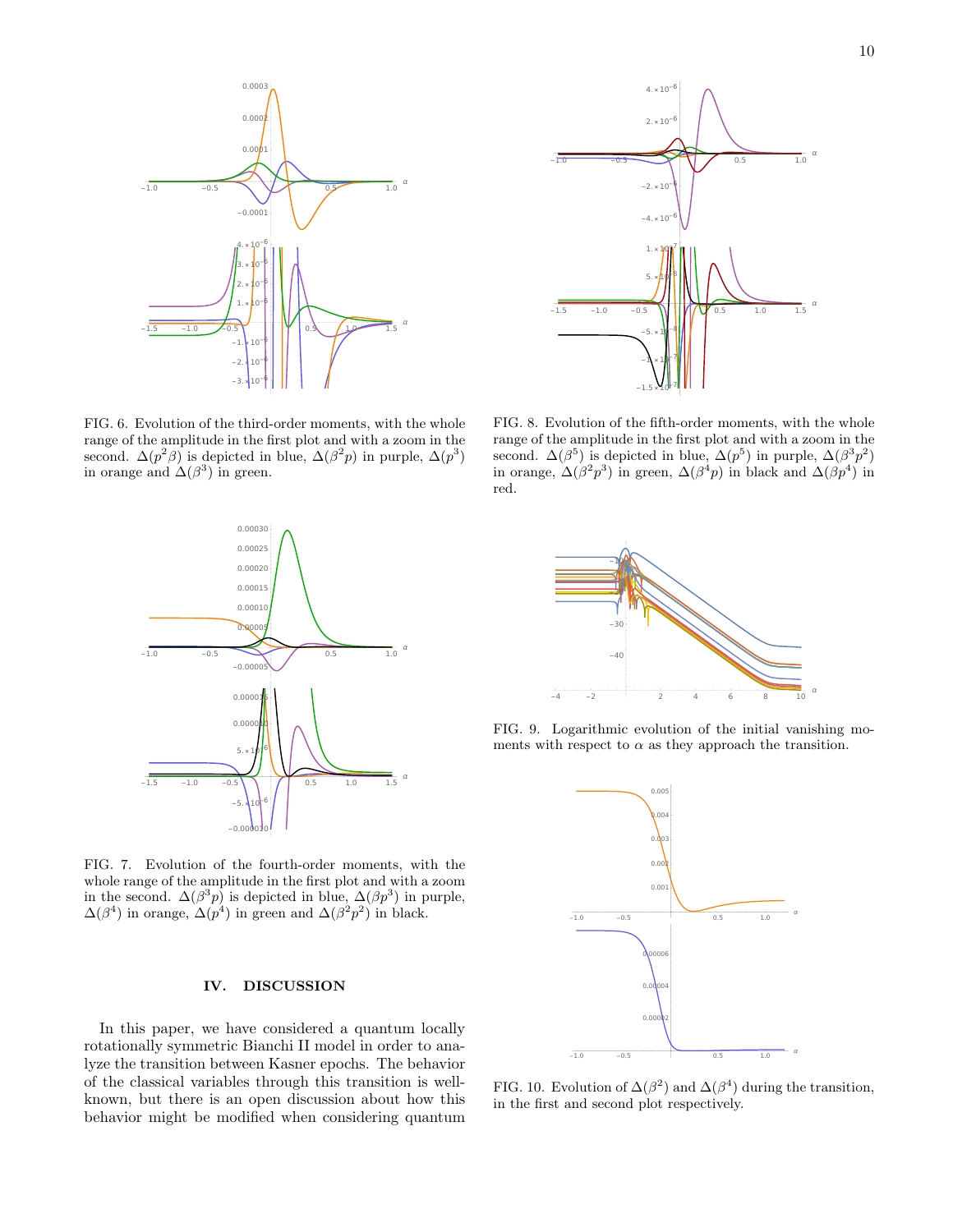FIG. 6. Evolution of the third-order moments, with the whole range of the amplitude in the first plot and with a zoom in the second. $\Delta(p^2\beta)$ is depicted in blue, $\Delta(\beta^2 p)$ in purple, $\Delta(p^3)$ in orange and $\Delta(\beta^3)$ in green.

FIG. 7. Evolution of the fourth-order moments, with the whole range of the amplitude in the first plot and with a zoom in the second. $\Delta(\beta^3 p)$ is depicted in blue, $\Delta(\beta p^3)$ in purple, $\Delta(\beta^4)$ in orange, $\Delta(p^4)$ in green and $\Delta(\beta^2 p^2)$ in black.

FIG. 8. Evolution of the fifth-order moments, with the whole range of the amplitude in the first plot and with a zoom in the second. $\Delta(\beta^5)$ is depicted in blue, $\Delta(p^5)$ in purple, $\Delta(\beta^3 p^2)$ in orange, $\Delta(\beta^2 p^3)$ in green, $\Delta(\beta^4 p)$ in black and $\Delta(\beta p^4)$ in red.

FIG. 9. Logarithmic evolution of the initial vanishing moments with respect to $\alpha$ as they approach the transition.

FIG. 10. Evolution of $\Delta(\beta^2)$ and $\Delta(\beta^4)$ during the transition, in the first and second plot respectively.

## IV. DISCUSSION

In this paper, we have considered a quantum locally rotationally symmetric Bianchi II model in order to analyze the transition between Kasner epochs. The behavior of the classical variables through this transition is well-known, but there is an open discussion about how this behavior might be modified when considering quantum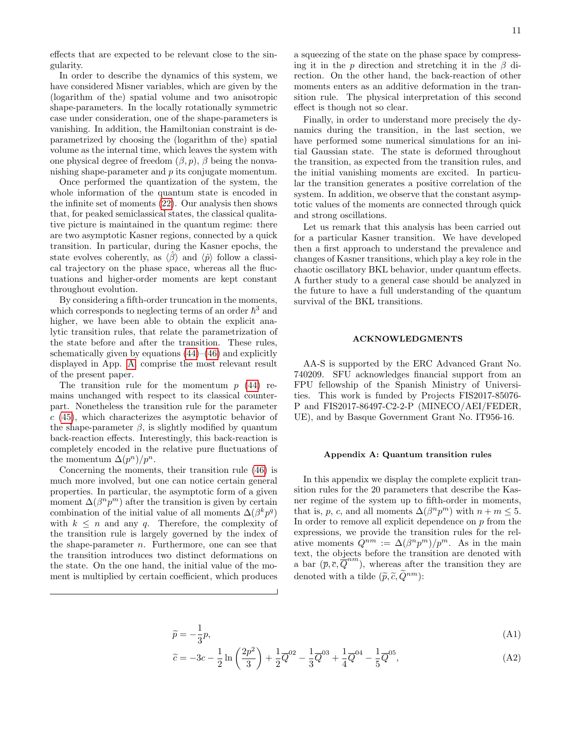effects that are expected to be relevant close to the singularity.

In order to describe the dynamics of this system, we have considered Misner variables, which are given by the (logarithm of the) spatial volume and two anisotropic shape-parameters. In the locally rotationally symmetric case under consideration, one of the shape-parameters is vanishing. In addition, the Hamiltonian constraint is deparametrized by choosing the (logarithm of the) spatial volume as the internal time, which leaves the system with one physical degree of freedom $(\beta, p)$, $\beta$ being the nonvanishing shape-parameter and $p$ its conjugate momentum.

Once performed the quantization of the system, the whole information of the quantum state is encoded in the infinite set of moments (22). Our analysis then shows that, for peaked semiclassical states, the classical qualitative picture is maintained in the quantum regime: there are two asymptotic Kasner regions, connected by a quick transition. In particular, during the Kasner epochs, the state evolves coherently, as $\langle\hat{\beta}\rangle$ and $\langle\hat{p}\rangle$ follow a classical trajectory on the phase space, whereas all the fluctuations and higher-order moments are kept constant throughout evolution.

By considering a fifth-order truncation in the moments, which corresponds to neglecting terms of an order $\hbar^3$ and higher, we have been able to obtain the explicit analytic transition rules, that relate the parametrization of the state before and after the transition. These rules, schematically given by equations (44)–(46) and explicitly displayed in App. A comprise the most relevant result of the present paper.

The transition rule for the momentum $p$ (44) remains unchanged with respect to its classical counterpart. Nonetheless the transition rule for the parameter $c$ (45), which characterizes the asymptotic behavior of the shape-parameter $\beta$, is slightly modified by quantum back-reaction effects. Interestingly, this back-reaction is completely encoded in the relative pure fluctuations of the momentum $\Delta(p^n)/p^n$.

Concerning the moments, their transition rule (46) is much more involved, but one can notice certain general properties. In particular, the asymptotic form of a given moment $\Delta(\beta^n p^m)$ after the transition is given by certain combination of the initial value of all moments $\Delta(\beta^k p^q)$ with $k \leq n$ and any $q$. Therefore, the complexity of the transition rule is largely governed by the index of the shape-parameter $n$. Furthermore, one can see that the transition introduces two distinct deformations on the state. On the one hand, the initial value of the moment is multiplied by certain coefficient, which produces a squeezing of the state on the phase space by compressing it in the $p$ direction and stretching it in the $\beta$ direction. On the other hand, the back-reaction of other moments enters as an additive deformation in the transition rule. The physical interpretation of this second effect is though not so clear.

Finally, in order to understand more precisely the dynamics during the transition, in the last section, we have performed some numerical simulations for an initial Gaussian state. The state is deformed throughout the transition, as expected from the transition rules, and the initial vanishing moments are excited. In particular the transition generates a positive correlation of the system. In addition, we observe that the constant asymptotic values of the moments are connected through quick and strong oscillations.

Let us remark that this analysis has been carried out for a particular Kasner transition. We have developed then a first approach to understand the prevalence and changes of Kasner transitions, which play a key role in the chaotic oscillatory BKL behavior, under quantum effects. A further study to a general case should be analyzed in the future to have a full understanding of the quantum survival of the BKL transitions.

## ACKNOWLEDGMENTS

AA-S is supported by the ERC Advanced Grant No. 740209. SFU acknowledges financial support from an FPU fellowship of the Spanish Ministry of Universities. This work is funded by Projects FIS2017-85076-P and FIS2017-86497-C2-2-P (MINECO/AEI/FEDER, UE), and by Basque Government Grant No. IT956-16.

## Appendix A: Quantum transition rules

In this appendix we display the complete explicit transition rules for the 20 parameters that describe the Kasner regime of the system up to fifth-order in moments, that is, $p$, $c$, and all moments $\Delta(\beta^n p^m)$ with $n+m \leq 5$. In order to remove all explicit dependence on $p$ from the expressions, we provide the transition rules for the relative moments $Q^{nm} := \Delta(\beta^n p^m)/p^m$. As in the main text, the objects before the transition are denoted with a bar $(\overline{p}, \overline{c}, \overline{Q}^{nm})$, whereas after the transition they are denoted with a tilde $(\widetilde{p}, \widetilde{c}, \widetilde{Q}^{nm})$:

$$\widetilde{p} = -\frac{1}{3}p, \tag{A1}$$

$$\widetilde{c} = -3c - \frac{1}{2}\ln\left(\frac{2p^2}{3}\right) + \frac{1}{2}\overline{Q}^{02} - \frac{1}{3}\overline{Q}^{03} + \frac{1}{4}\overline{Q}^{04} - \frac{1}{5}\overline{Q}^{05}, \tag{A2}$$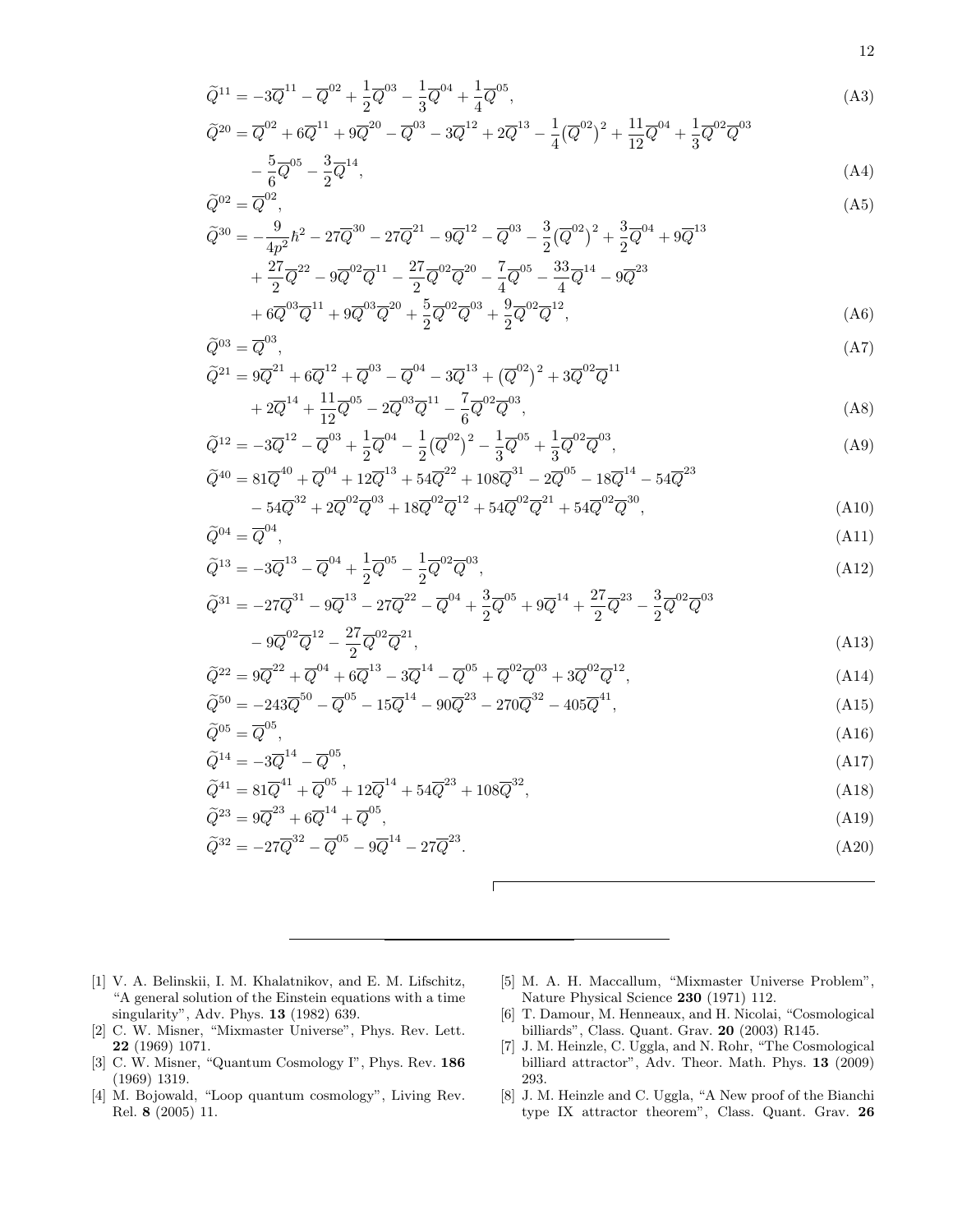$$\widetilde{Q}^{11} = -3\overline{Q}^{11} - \overline{Q}^{02} + \frac{1}{2}\overline{Q}^{03} - \frac{1}{3}\overline{Q}^{04} + \frac{1}{4}\overline{Q}^{05}, \tag{A3}$$

$$\widetilde{Q}^{20} = \overline{Q}^{02} + 6\overline{Q}^{11} + 9\overline{Q}^{20} - \overline{Q}^{03} - 3\overline{Q}^{12} + 2\overline{Q}^{13} - \frac{1}{4}\left(\overline{Q}^{02}\right)^2 + \frac{11}{12}\overline{Q}^{04} + \frac{1}{3}\overline{Q}^{02}\overline{Q}^{03} - \frac{5}{6}\overline{Q}^{05} - \frac{3}{2}\overline{Q}^{14}, \tag{A4}$$

$$\widetilde{Q}^{02} = \overline{Q}^{02}, \tag{A5}$$

$$\widetilde{Q}^{30} = -\frac{9}{4p^2}\hbar^2 - 27\overline{Q}^{30} - 27\overline{Q}^{21} - 9\overline{Q}^{12} - \overline{Q}^{03} - \frac{3}{2}\left(\overline{Q}^{02}\right)^2 + \frac{3}{2}\overline{Q}^{04} + 9\overline{Q}^{13} + \frac{27}{2}\overline{Q}^{22} - 9\overline{Q}^{02}\overline{Q}^{11} - \frac{27}{2}\overline{Q}^{02}\overline{Q}^{20} - \frac{7}{4}\overline{Q}^{05} - \frac{33}{4}\overline{Q}^{14} - 9\overline{Q}^{23} + 6\overline{Q}^{03}\overline{Q}^{11} + 9\overline{Q}^{03}\overline{Q}^{20} + \frac{5}{2}\overline{Q}^{02}\overline{Q}^{03} + \frac{9}{2}\overline{Q}^{02}\overline{Q}^{12}, \tag{A6}$$

$$\widetilde{Q}^{03} = \overline{Q}^{03}, \tag{A7}$$

$$\widetilde{Q}^{21} = 9\overline{Q}^{21} + 6\overline{Q}^{12} + \overline{Q}^{03} - \overline{Q}^{04} - 3\overline{Q}^{13} + \left(\overline{Q}^{02}\right)^2 + 3\overline{Q}^{02}\overline{Q}^{11} + 2\overline{Q}^{14} + \frac{11}{12}\overline{Q}^{05} - 2\overline{Q}^{03}\overline{Q}^{11} - \frac{7}{6}\overline{Q}^{02}\overline{Q}^{03}, \tag{A8}$$

$$\widetilde{Q}^{12} = -3\overline{Q}^{12} - \overline{Q}^{03} + \frac{1}{2}\overline{Q}^{04} - \frac{1}{2}\left(\overline{Q}^{02}\right)^2 - \frac{1}{3}\overline{Q}^{05} + \frac{1}{3}\overline{Q}^{02}\overline{Q}^{03}, \tag{A9}$$

$$\widetilde{Q}^{40} = 81\overline{Q}^{40} + \overline{Q}^{04} + 12\overline{Q}^{13} + 54\overline{Q}^{22} + 108\overline{Q}^{31} - 2\overline{Q}^{05} - 18\overline{Q}^{14} - 54\overline{Q}^{23} - 54\overline{Q}^{32} + 2\overline{Q}^{02}\overline{Q}^{03} + 18\overline{Q}^{02}\overline{Q}^{12} + 54\overline{Q}^{02}\overline{Q}^{21} + 54\overline{Q}^{02}\overline{Q}^{30}, \tag{A10}$$

$$\widetilde{Q}^{04} = \overline{Q}^{04}, \tag{A11}$$

$$\widetilde{Q}^{13} = -3\overline{Q}^{13} - \overline{Q}^{04} + \frac{1}{2}\overline{Q}^{05} - \frac{1}{2}\overline{Q}^{02}\overline{Q}^{03}, \tag{A12}$$

$$\widetilde{Q}^{31} = -27\overline{Q}^{31} - 9\overline{Q}^{13} - 27\overline{Q}^{22} - \overline{Q}^{04} + \frac{3}{2}\overline{Q}^{05} + 9\overline{Q}^{14} + \frac{27}{2}\overline{Q}^{23} - \frac{3}{2}\overline{Q}^{02}\overline{Q}^{03} - 9\overline{Q}^{02}\overline{Q}^{12} - \frac{27}{2}\overline{Q}^{02}\overline{Q}^{21}, \tag{A13}$$

$$\widetilde{Q}^{22} = 9\overline{Q}^{22} + \overline{Q}^{04} + 6\overline{Q}^{13} - 3\overline{Q}^{14} - \overline{Q}^{05} + \overline{Q}^{02}\overline{Q}^{03} + 3\overline{Q}^{02}\overline{Q}^{12}, \tag{A14}$$

$$\widetilde{Q}^{50} = -243\overline{Q}^{50} - \overline{Q}^{05} - 15\overline{Q}^{14} - 90\overline{Q}^{23} - 270\overline{Q}^{32} - 405\overline{Q}^{41}, \tag{A15}$$

$$\widetilde{Q}^{05} = \overline{Q}^{05}, \tag{A16}$$

$$\widetilde{Q}^{14} = -3\overline{Q}^{14} - \overline{Q}^{05}, \tag{A17}$$

$$\widetilde{Q}^{41} = 81\overline{Q}^{41} + \overline{Q}^{05} + 12\overline{Q}^{14} + 54\overline{Q}^{23} + 108\overline{Q}^{32}, \tag{A18}$$

$$\widetilde{Q}^{23} = 9\overline{Q}^{23} + 6\overline{Q}^{14} + \overline{Q}^{05}, \tag{A19}$$

$$\widetilde{Q}^{32} = -27\overline{Q}^{32} - \overline{Q}^{05} - 9\overline{Q}^{14} - 27\overline{Q}^{23}. \tag{A20}$$

---

[1] V. A. Belinskii, I. M. Khalatnikov, and E. M. Lifschitz, "A general solution of the Einstein equations with a time singularity", Adv. Phys. **13** (1982) 639.

[2] C. W. Misner, "Mixmaster Universe", Phys. Rev. Lett. **22** (1969) 1071.

[3] C. W. Misner, "Quantum Cosmology I", Phys. Rev. **186** (1969) 1319.

[4] M. Bojowald, "Loop quantum cosmology", Living Rev. Rel. **8** (2005) 11.

[5] M. A. H. Maccallum, "Mixmaster Universe Problem", Nature Physical Science **230** (1971) 112.

[6] T. Damour, M. Henneaux, and H. Nicolai, "Cosmological billiards", Class. Quant. Grav. **20** (2003) R145.

[7] J. M. Heinzle, C. Uggla, and N. Rohr, "The Cosmological billiard attractor", Adv. Theor. Math. Phys. **13** (2009) 293.

[8] J. M. Heinzle and C. Uggla, "A New proof of the Bianchi type IX attractor theorem", Class. Quant. Grav. **26**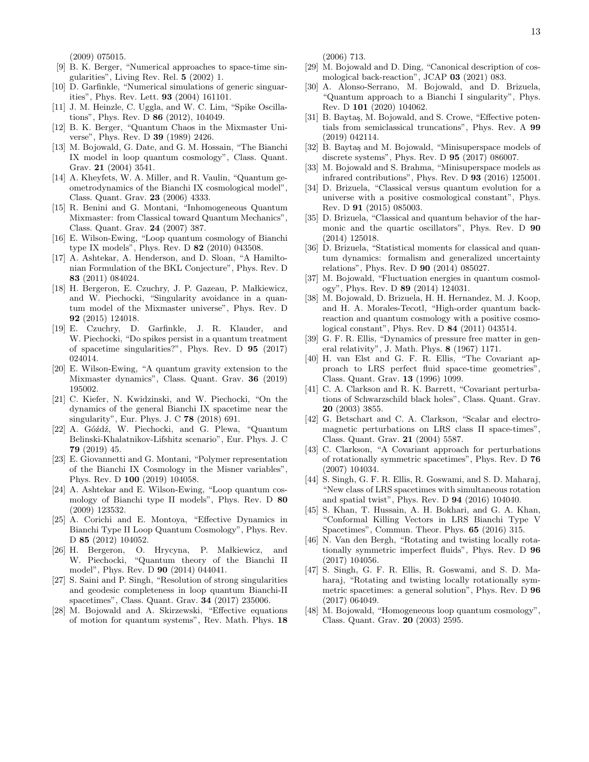(2009) 075015.

[9] B. K. Berger, "Numerical approaches to space-time singularities", Living Rev. Rel. **5** (2002) 1.

[10] D. Garfinkle, "Numerical simulations of generic singuarities", Phys. Rev. Lett. **93** (2004) 161101.

[11] J. M. Heinzle, C. Uggla, and W. C. Lim, "Spike Oscillations", Phys. Rev. D **86** (2012), 104049.

[12] B. K. Berger, "Quantum Chaos in the Mixmaster Universe", Phys. Rev. D **39** (1989) 2426.

[13] M. Bojowald, G. Date, and G. M. Hossain, "The Bianchi IX model in loop quantum cosmology", Class. Quant. Grav. **21** (2004) 3541.

[14] A. Kheyfets, W. A. Miller, and R. Vaulin, "Quantum geometrodynamics of the Bianchi IX cosmological model", Class. Quant. Grav. **23** (2006) 4333.

[15] R. Benini and G. Montani, "Inhomogeneous Quantum Mixmaster: from Classical toward Quantum Mechanics", Class. Quant. Grav. **24** (2007) 387.

[16] E. Wilson-Ewing, "Loop quantum cosmology of Bianchi type IX models", Phys. Rev. D **82** (2010) 043508.

[17] A. Ashtekar, A. Henderson, and D. Sloan, "A Hamiltonian Formulation of the BKL Conjecture", Phys. Rev. D **83** (2011) 084024.

[18] H. Bergeron, E. Czuchry, J. P. Gazeau, P. Małkiewicz, and W. Piechocki, "Singularity avoidance in a quantum model of the Mixmaster universe", Phys. Rev. D **92** (2015) 124018.

[19] E. Czuchry, D. Garfinkle, J. R. Klauder, and W. Piechocki, "Do spikes persist in a quantum treatment of spacetime singularities?", Phys. Rev. D **95** (2017) 024014.

[20] E. Wilson-Ewing, "A quantum gravity extension to the Mixmaster dynamics", Class. Quant. Grav. **36** (2019) 195002.

[21] C. Kiefer, N. Kwidzinski, and W. Piechocki, "On the dynamics of the general Bianchi IX spacetime near the singularity", Eur. Phys. J. C **78** (2018) 691.

[22] A. Góźdź, W. Piechocki, and G. Plewa, "Quantum Belinski-Khalatnikov-Lifshitz scenario", Eur. Phys. J. C **79** (2019) 45.

[23] E. Giovannetti and G. Montani, "Polymer representation of the Bianchi IX Cosmology in the Misner variables", Phys. Rev. D **100** (2019) 104058.

[24] A. Ashtekar and E. Wilson-Ewing, "Loop quantum cosmology of Bianchi type II models", Phys. Rev. D **80** (2009) 123532.

[25] A. Corichi and E. Montoya, "Effective Dynamics in Bianchi Type II Loop Quantum Cosmology", Phys. Rev. D **85** (2012) 104052.

[26] H. Bergeron, O. Hrycyna, P. Małkiewicz, and W. Piechocki, "Quantum theory of the Bianchi II model", Phys. Rev. D **90** (2014) 044041.

[27] S. Saini and P. Singh, "Resolution of strong singularities and geodesic completeness in loop quantum Bianchi-II spacetimes", Class. Quant. Grav. **34** (2017) 235006.

[28] M. Bojowald and A. Skirzewski, "Effective equations of motion for quantum systems", Rev. Math. Phys. **18** (2006) 713.

[29] M. Bojowald and D. Ding, "Canonical description of cosmological back-reaction", JCAP **03** (2021) 083.

[30] A. Alonso-Serrano, M. Bojowald, and D. Brizuela, "Quantum approach to a Bianchi I singularity", Phys. Rev. D **101** (2020) 104062.

[31] B. Baytaş, M. Bojowald, and S. Crowe, "Effective potentials from semiclassical truncations", Phys. Rev. A **99** (2019) 042114.

[32] B. Baytaş and M. Bojowald, "Minisuperspace models of discrete systems", Phys. Rev. D **95** (2017) 086007.

[33] M. Bojowald and S. Brahma, "Minisuperspace models as infrared contributions", Phys. Rev. D **93** (2016) 125001.

[34] D. Brizuela, "Classical versus quantum evolution for a universe with a positive cosmological constant", Phys. Rev. D **91** (2015) 085003.

[35] D. Brizuela, "Classical and quantum behavior of the harmonic and the quartic oscillators", Phys. Rev. D **90** (2014) 125018.

[36] D. Brizuela, "Statistical moments for classical and quantum dynamics: formalism and generalized uncertainty relations", Phys. Rev. D **90** (2014) 085027.

[37] M. Bojowald, "Fluctuation energies in quantum cosmology", Phys. Rev. D **89** (2014) 124031.

[38] M. Bojowald, D. Brizuela, H. H. Hernandez, M. J. Koop, and H. A. Morales-Tecotl, "High-order quantum backreaction and quantum cosmology with a positive cosmological constant", Phys. Rev. D **84** (2011) 043514.

[39] G. F. R. Ellis, "Dynamics of pressure free matter in general relativity", J. Math. Phys. **8** (1967) 1171.

[40] H. van Elst and G. F. R. Ellis, "The Covariant approach to LRS perfect fluid space-time geometries", Class. Quant. Grav. **13** (1996) 1099.

[41] C. A. Clarkson and R. K. Barrett, "Covariant perturbations of Schwarzschild black holes", Class. Quant. Grav. **20** (2003) 3855.

[42] G. Betschart and C. A. Clarkson, "Scalar and electromagnetic perturbations on LRS class II space-times", Class. Quant. Grav. **21** (2004) 5587.

[43] C. Clarkson, "A Covariant approach for perturbations of rotationally symmetric spacetimes", Phys. Rev. D **76** (2007) 104034.

[44] S. Singh, G. F. R. Ellis, R. Goswami, and S. D. Maharaj, "New class of LRS spacetimes with simultaneous rotation and spatial twist", Phys. Rev. D **94** (2016) 104040.

[45] S. Khan, T. Hussain, A. H. Bokhari, and G. A. Khan, "Conformal Killing Vectors in LRS Bianchi Type V Spacetimes", Commun. Theor. Phys. **65** (2016) 315.

[46] N. Van den Bergh, "Rotating and twisting locally rotationally symmetric imperfect fluids", Phys. Rev. D **96** (2017) 104056.

[47] S. Singh, G. F. R. Ellis, R. Goswami, and S. D. Maharaj, "Rotating and twisting locally rotationally symmetric spacetimes: a general solution", Phys. Rev. D **96** (2017) 064049.

[48] M. Bojowald, "Homogeneous loop quantum cosmology", Class. Quant. Grav. **20** (2003) 2595.